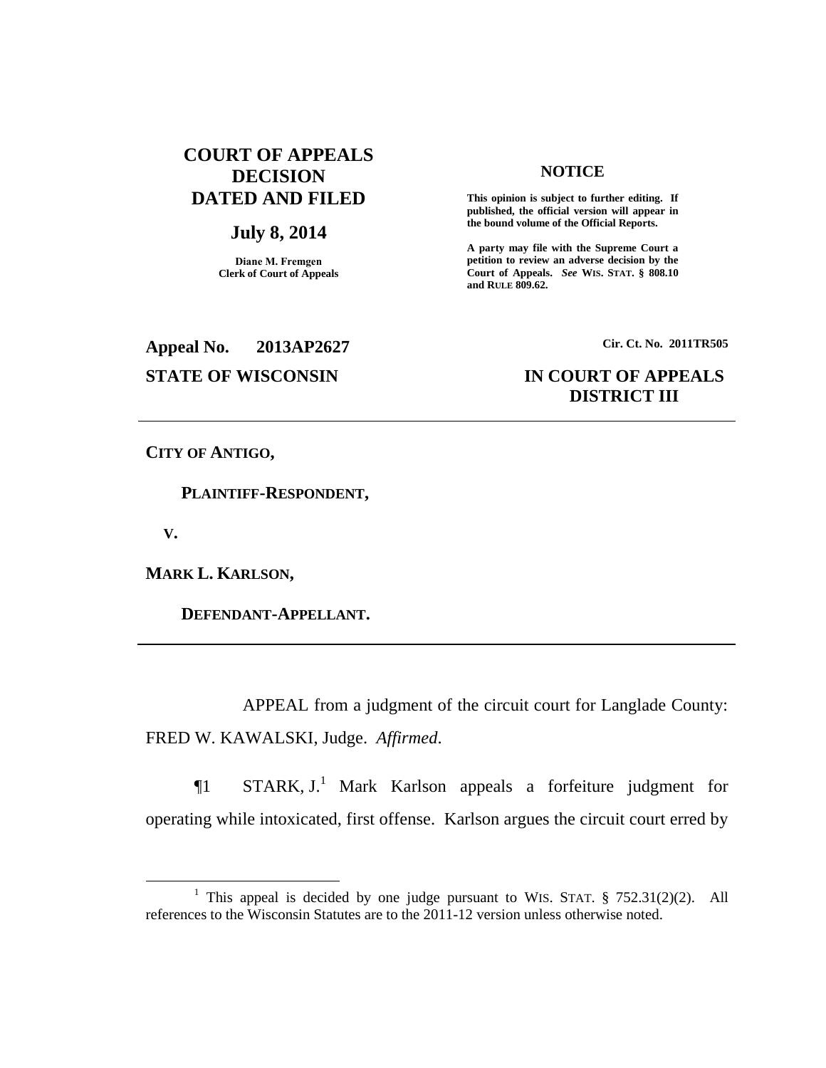**COURT OF APPEALS DECISION DATED AND FILED**

**July 8, 2014**

**Diane M. Fremgen**
**Clerk of Court of Appeals**

**NOTICE**

**This opinion is subject to further editing. If published, the official version will appear in the bound volume of the Official Reports.**

**A party may file with the Supreme Court a petition to review an adverse decision by the Court of Appeals.** ***See*** **WIS. STAT. § 808.10 and RULE 809.62.**

**Appeal No. 2013AP2627** | **Cir. Ct. No. 2011TR505**

**STATE OF WISCONSIN** | **IN COURT OF APPEALS DISTRICT III**

---

**CITY OF ANTIGO,**

**PLAINTIFF-RESPONDENT,**

**V.**

**MARK L. KARLSON,**

**DEFENDANT-APPELLANT.**

---

APPEAL from a judgment of the circuit court for Langlade County: FRED W. KAWALSKI, Judge. *Affirmed*.

¶1 STARK, J.[1] Mark Karlson appeals a forfeiture judgment for operating while intoxicated, first offense. Karlson argues the circuit court erred by

[1] This appeal is decided by one judge pursuant to WIS. STAT. § 752.31(2)(2). All references to the Wisconsin Statutes are to the 2011-12 version unless otherwise noted.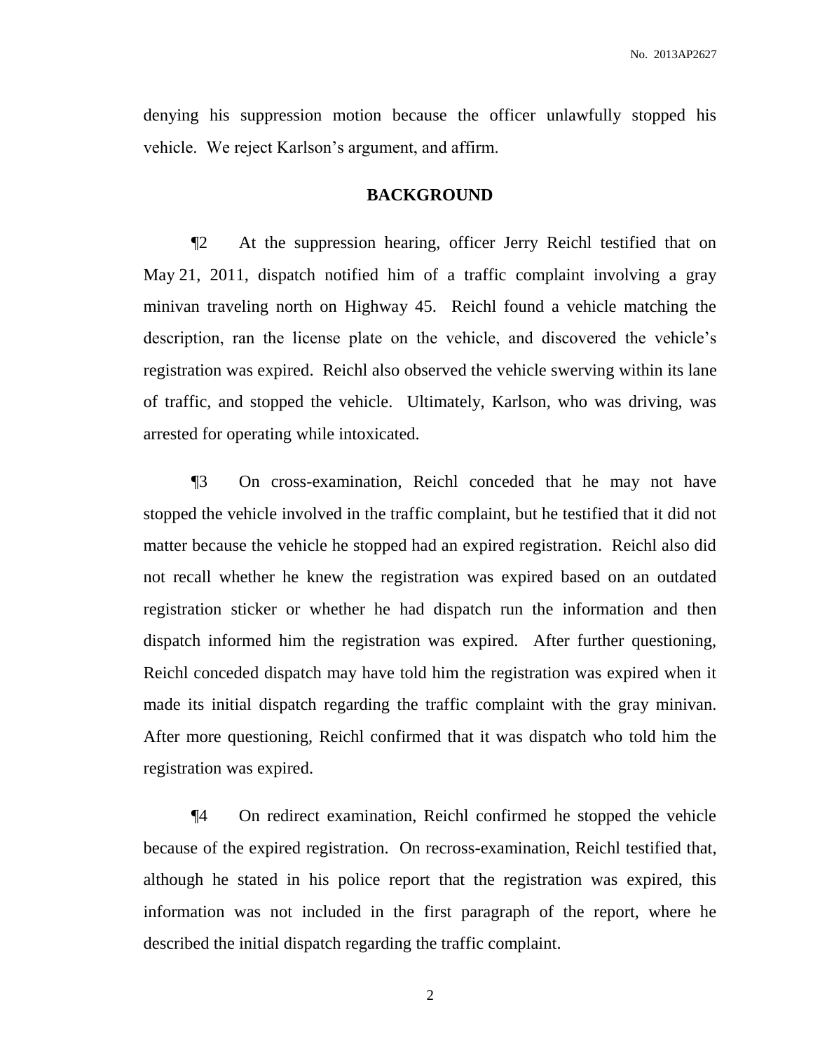denying his suppression motion because the officer unlawfully stopped his vehicle. We reject Karlson's argument, and affirm.

## BACKGROUND

¶2 At the suppression hearing, officer Jerry Reichl testified that on May 21, 2011, dispatch notified him of a traffic complaint involving a gray minivan traveling north on Highway 45. Reichl found a vehicle matching the description, ran the license plate on the vehicle, and discovered the vehicle's registration was expired. Reichl also observed the vehicle swerving within its lane of traffic, and stopped the vehicle. Ultimately, Karlson, who was driving, was arrested for operating while intoxicated.

¶3 On cross-examination, Reichl conceded that he may not have stopped the vehicle involved in the traffic complaint, but he testified that it did not matter because the vehicle he stopped had an expired registration. Reichl also did not recall whether he knew the registration was expired based on an outdated registration sticker or whether he had dispatch run the information and then dispatch informed him the registration was expired. After further questioning, Reichl conceded dispatch may have told him the registration was expired when it made its initial dispatch regarding the traffic complaint with the gray minivan. After more questioning, Reichl confirmed that it was dispatch who told him the registration was expired.

¶4 On redirect examination, Reichl confirmed he stopped the vehicle because of the expired registration. On recross-examination, Reichl testified that, although he stated in his police report that the registration was expired, this information was not included in the first paragraph of the report, where he described the initial dispatch regarding the traffic complaint.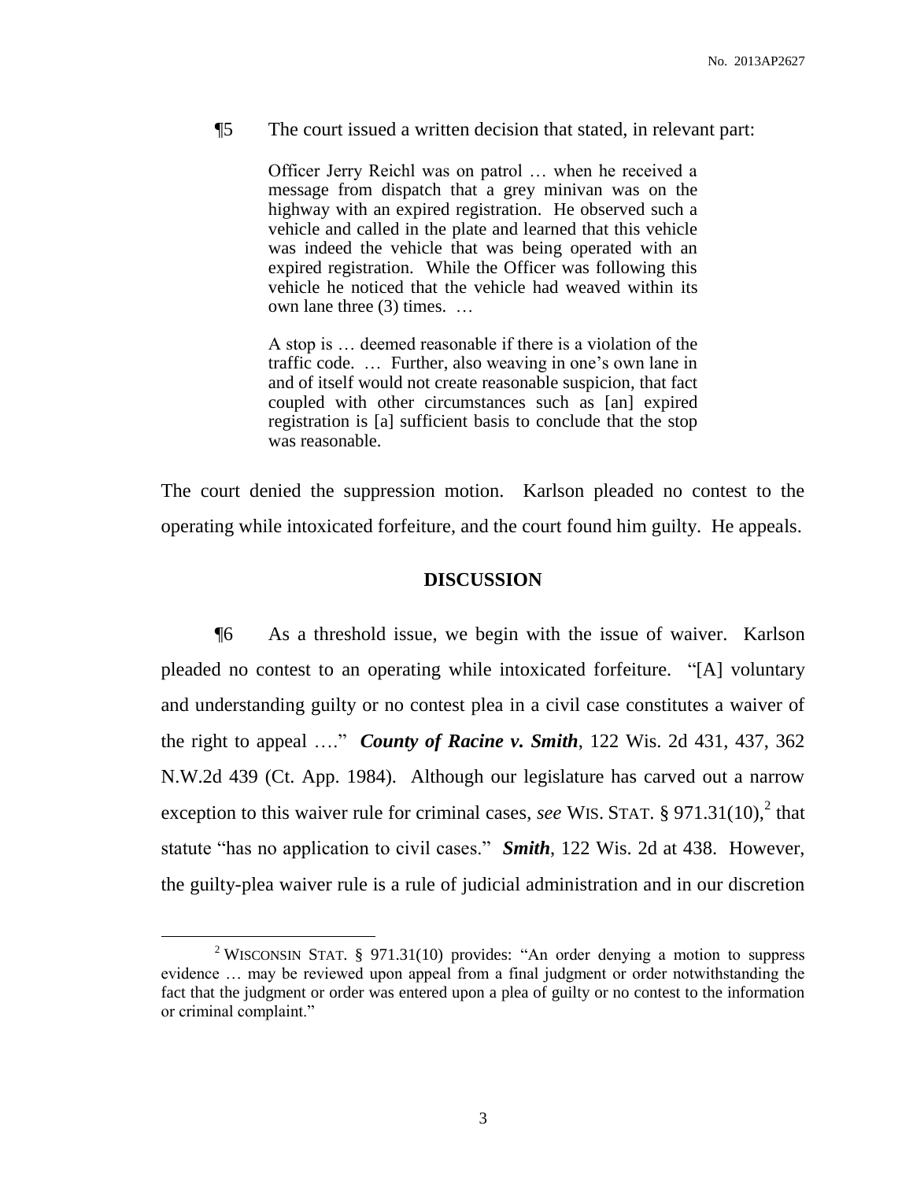¶5 The court issued a written decision that stated, in relevant part:

> Officer Jerry Reichl was on patrol … when he received a message from dispatch that a grey minivan was on the highway with an expired registration. He observed such a vehicle and called in the plate and learned that this vehicle was indeed the vehicle that was being operated with an expired registration. While the Officer was following this vehicle he noticed that the vehicle had weaved within its own lane three (3) times. …
>
> A stop is … deemed reasonable if there is a violation of the traffic code. … Further, also weaving in one's own lane in and of itself would not create reasonable suspicion, that fact coupled with other circumstances such as [an] expired registration is [a] sufficient basis to conclude that the stop was reasonable.

The court denied the suppression motion. Karlson pleaded no contest to the operating while intoxicated forfeiture, and the court found him guilty. He appeals.

## DISCUSSION

¶6 As a threshold issue, we begin with the issue of waiver. Karlson pleaded no contest to an operating while intoxicated forfeiture. "[A] voluntary and understanding guilty or no contest plea in a civil case constitutes a waiver of the right to appeal …." ***County of Racine v. Smith***, 122 Wis. 2d 431, 437, 362 N.W.2d 439 (Ct. App. 1984). Although our legislature has carved out a narrow exception to this waiver rule for criminal cases, *see* WIS. STAT. § 971.31(10),[2] that statute "has no application to civil cases." ***Smith***, 122 Wis. 2d at 438. However, the guilty-plea waiver rule is a rule of judicial administration and in our discretion

[2] WISCONSIN STAT. § 971.31(10) provides: "An order denying a motion to suppress evidence … may be reviewed upon appeal from a final judgment or order notwithstanding the fact that the judgment or order was entered upon a plea of guilty or no contest to the information or criminal complaint."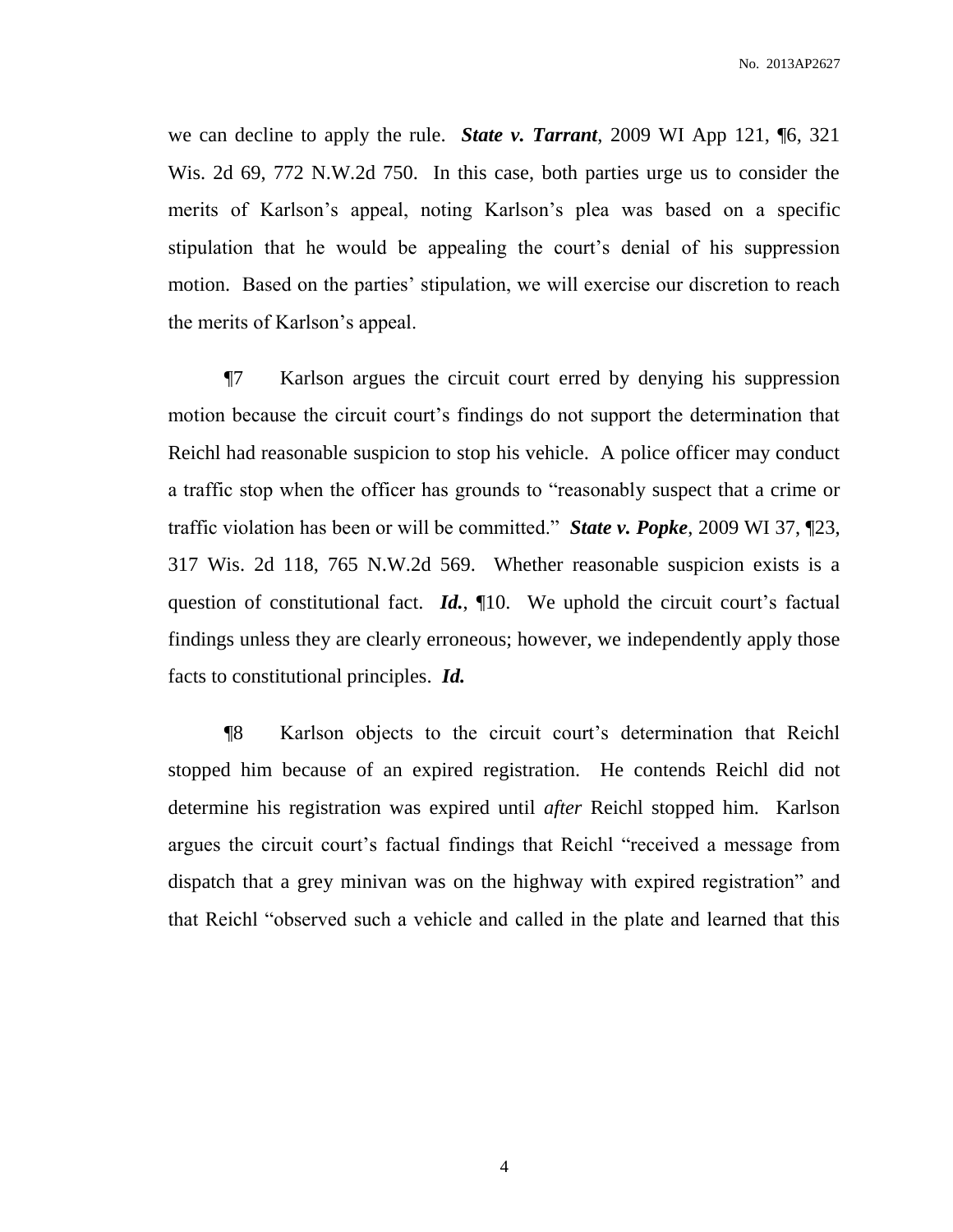we can decline to apply the rule. ***State v. Tarrant***, 2009 WI App 121, ¶6, 321 Wis. 2d 69, 772 N.W.2d 750. In this case, both parties urge us to consider the merits of Karlson's appeal, noting Karlson's plea was based on a specific stipulation that he would be appealing the court's denial of his suppression motion. Based on the parties' stipulation, we will exercise our discretion to reach the merits of Karlson's appeal.

¶7 Karlson argues the circuit court erred by denying his suppression motion because the circuit court's findings do not support the determination that Reichl had reasonable suspicion to stop his vehicle. A police officer may conduct a traffic stop when the officer has grounds to "reasonably suspect that a crime or traffic violation has been or will be committed." ***State v. Popke***, 2009 WI 37, ¶23, 317 Wis. 2d 118, 765 N.W.2d 569. Whether reasonable suspicion exists is a question of constitutional fact. ***Id.***, ¶10. We uphold the circuit court's factual findings unless they are clearly erroneous; however, we independently apply those facts to constitutional principles. ***Id.***

¶8 Karlson objects to the circuit court's determination that Reichl stopped him because of an expired registration. He contends Reichl did not determine his registration was expired until *after* Reichl stopped him. Karlson argues the circuit court's factual findings that Reichl "received a message from dispatch that a grey minivan was on the highway with expired registration" and that Reichl "observed such a vehicle and called in the plate and learned that this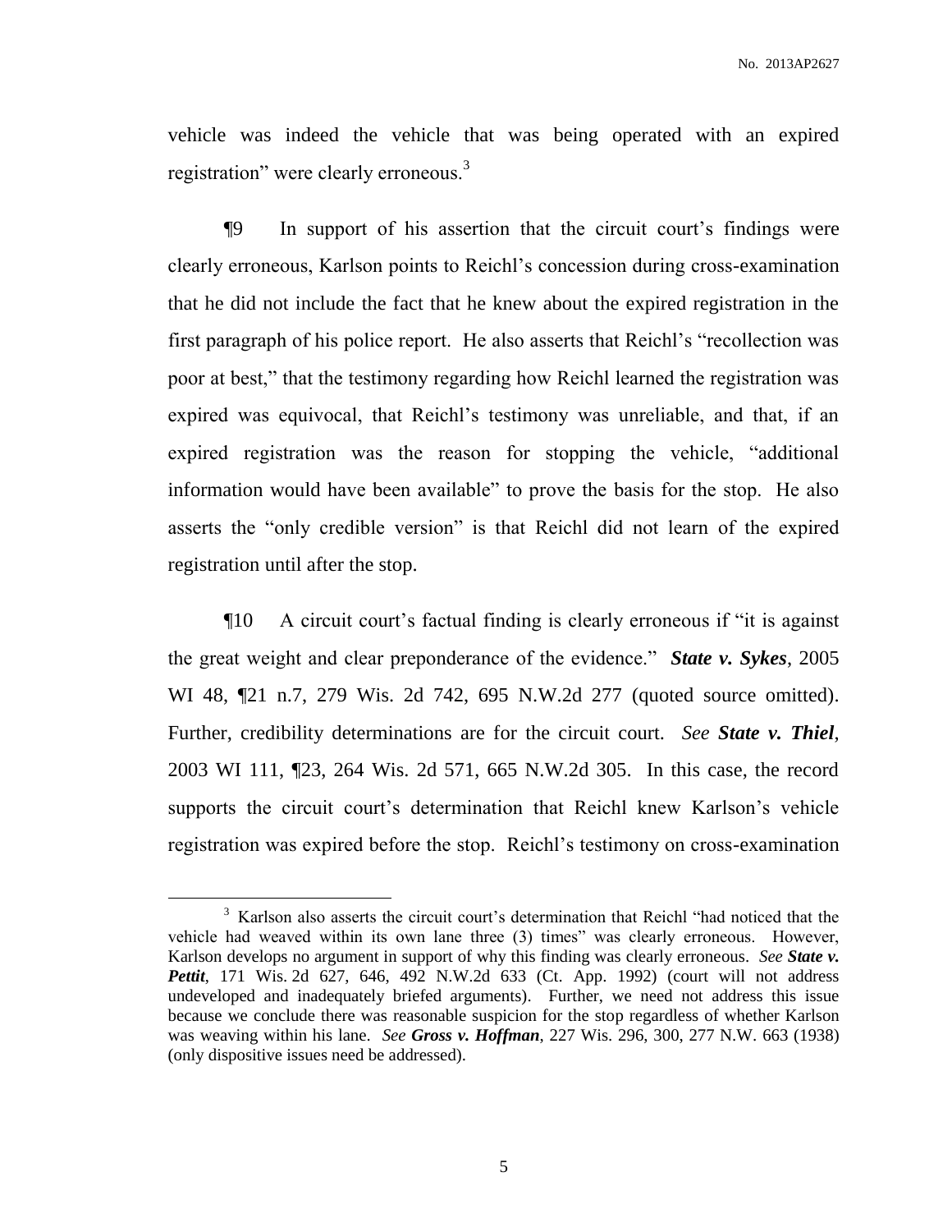vehicle was indeed the vehicle that was being operated with an expired registration" were clearly erroneous.[3]

¶9 In support of his assertion that the circuit court's findings were clearly erroneous, Karlson points to Reichl's concession during cross-examination that he did not include the fact that he knew about the expired registration in the first paragraph of his police report. He also asserts that Reichl's "recollection was poor at best," that the testimony regarding how Reichl learned the registration was expired was equivocal, that Reichl's testimony was unreliable, and that, if an expired registration was the reason for stopping the vehicle, "additional information would have been available" to prove the basis for the stop. He also asserts the "only credible version" is that Reichl did not learn of the expired registration until after the stop.

¶10 A circuit court's factual finding is clearly erroneous if "it is against the great weight and clear preponderance of the evidence." ***State v. Sykes***, 2005 WI 48, ¶21 n.7, 279 Wis. 2d 742, 695 N.W.2d 277 (quoted source omitted). Further, credibility determinations are for the circuit court. *See* ***State v. Thiel***, 2003 WI 111, ¶23, 264 Wis. 2d 571, 665 N.W.2d 305. In this case, the record supports the circuit court's determination that Reichl knew Karlson's vehicle registration was expired before the stop. Reichl's testimony on cross-examination

[3] Karlson also asserts the circuit court's determination that Reichl "had noticed that the vehicle had weaved within its own lane three (3) times" was clearly erroneous. However, Karlson develops no argument in support of why this finding was clearly erroneous. *See* ***State v. Pettit***, 171 Wis. 2d 627, 646, 492 N.W.2d 633 (Ct. App. 1992) (court will not address undeveloped and inadequately briefed arguments). Further, we need not address this issue because we conclude there was reasonable suspicion for the stop regardless of whether Karlson was weaving within his lane. *See* ***Gross v. Hoffman***, 227 Wis. 296, 300, 277 N.W. 663 (1938) (only dispositive issues need be addressed).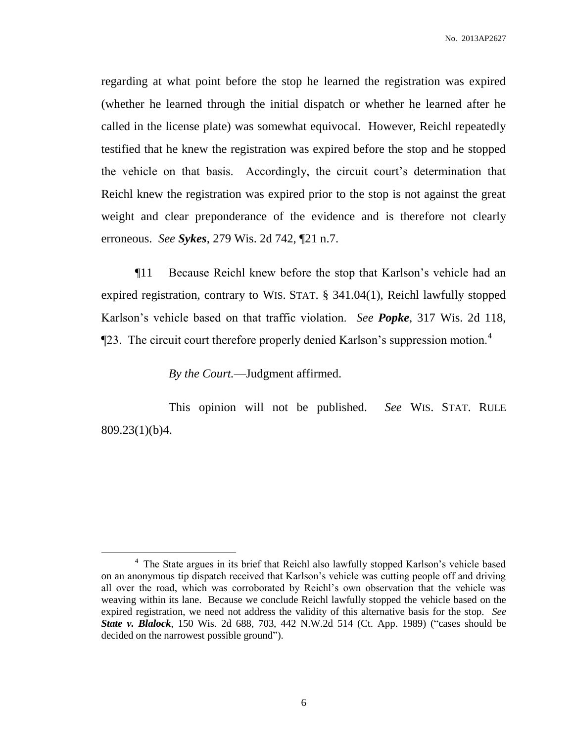regarding at what point before the stop he learned the registration was expired (whether he learned through the initial dispatch or whether he learned after he called in the license plate) was somewhat equivocal. However, Reichl repeatedly testified that he knew the registration was expired before the stop and he stopped the vehicle on that basis. Accordingly, the circuit court's determination that Reichl knew the registration was expired prior to the stop is not against the great weight and clear preponderance of the evidence and is therefore not clearly erroneous. *See* ***Sykes***, 279 Wis. 2d 742, ¶21 n.7.

¶11 Because Reichl knew before the stop that Karlson's vehicle had an expired registration, contrary to WIS. STAT. § 341.04(1), Reichl lawfully stopped Karlson's vehicle based on that traffic violation. *See* ***Popke***, 317 Wis. 2d 118, ¶23. The circuit court therefore properly denied Karlson's suppression motion.[4]

*By the Court.*—Judgment affirmed.

This opinion will not be published. *See* WIS. STAT. RULE 809.23(1)(b)4.

---

[4] The State argues in its brief that Reichl also lawfully stopped Karlson's vehicle based on an anonymous tip dispatch received that Karlson's vehicle was cutting people off and driving all over the road, which was corroborated by Reichl's own observation that the vehicle was weaving within its lane. Because we conclude Reichl lawfully stopped the vehicle based on the expired registration, we need not address the validity of this alternative basis for the stop. *See* ***State v. Blalock***, 150 Wis. 2d 688, 703, 442 N.W.2d 514 (Ct. App. 1989) ("cases should be decided on the narrowest possible ground").